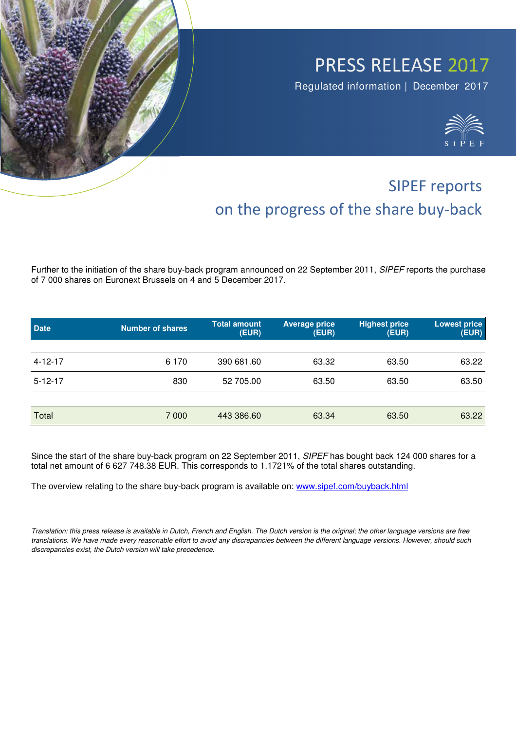# PRESS RELEASE 2017

Regulated information | December 2017

SIPEF

## SIPEF reports on the progress of the share buy-back

Further to the initiation of the share buy-back program announced on 22 September 2011, *SIPEF* reports the purchase of 7 000 shares on Euronext Brussels on 4 and 5 December 2017.

| Date | Number of shares | Total amount (EUR) | Average price (EUR) | Highest price (EUR) | Lowest price (EUR) |
|---|---|---|---|---|---|
| 4-12-17 | 6 170 | 390 681.60 | 63.32 | 63.50 | 63.22 |
| 5-12-17 | 830 | 52 705.00 | 63.50 | 63.50 | 63.50 |
| Total | 7 000 | 443 386.60 | 63.34 | 63.50 | 63.22 |

Since the start of the share buy-back program on 22 September 2011, *SIPEF* has bought back 124 000 shares for a total net amount of 6 627 748.38 EUR. This corresponds to 1.1721% of the total shares outstanding.

The overview relating to the share buy-back program is available on: www.sipef.com/buyback.html

*Translation: this press release is available in Dutch, French and English. The Dutch version is the original; the other language versions are free translations. We have made every reasonable effort to avoid any discrepancies between the different language versions. However, should such discrepancies exist, the Dutch version will take precedence.*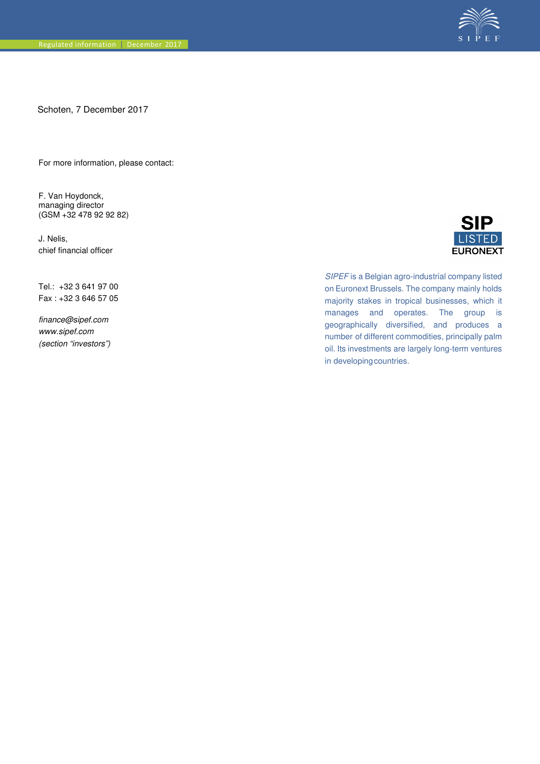Schoten, 7 December 2017

For more information, please contact:

F. Van Hoydonck,
managing director
(GSM +32 478 92 92 82)

J. Nelis,
chief financial officer

Tel.: +32 3 641 97 00
Fax : +32 3 646 57 05

*finance@sipef.com*
*www.sipef.com*
*(section "investors")*

*SIPEF* is a Belgian agro-industrial company listed on Euronext Brussels. The company mainly holds majority stakes in tropical businesses, which it manages and operates. The group is geographically diversified, and produces a number of different commodities, principally palm oil. Its investments are largely long-term ventures in developing countries.